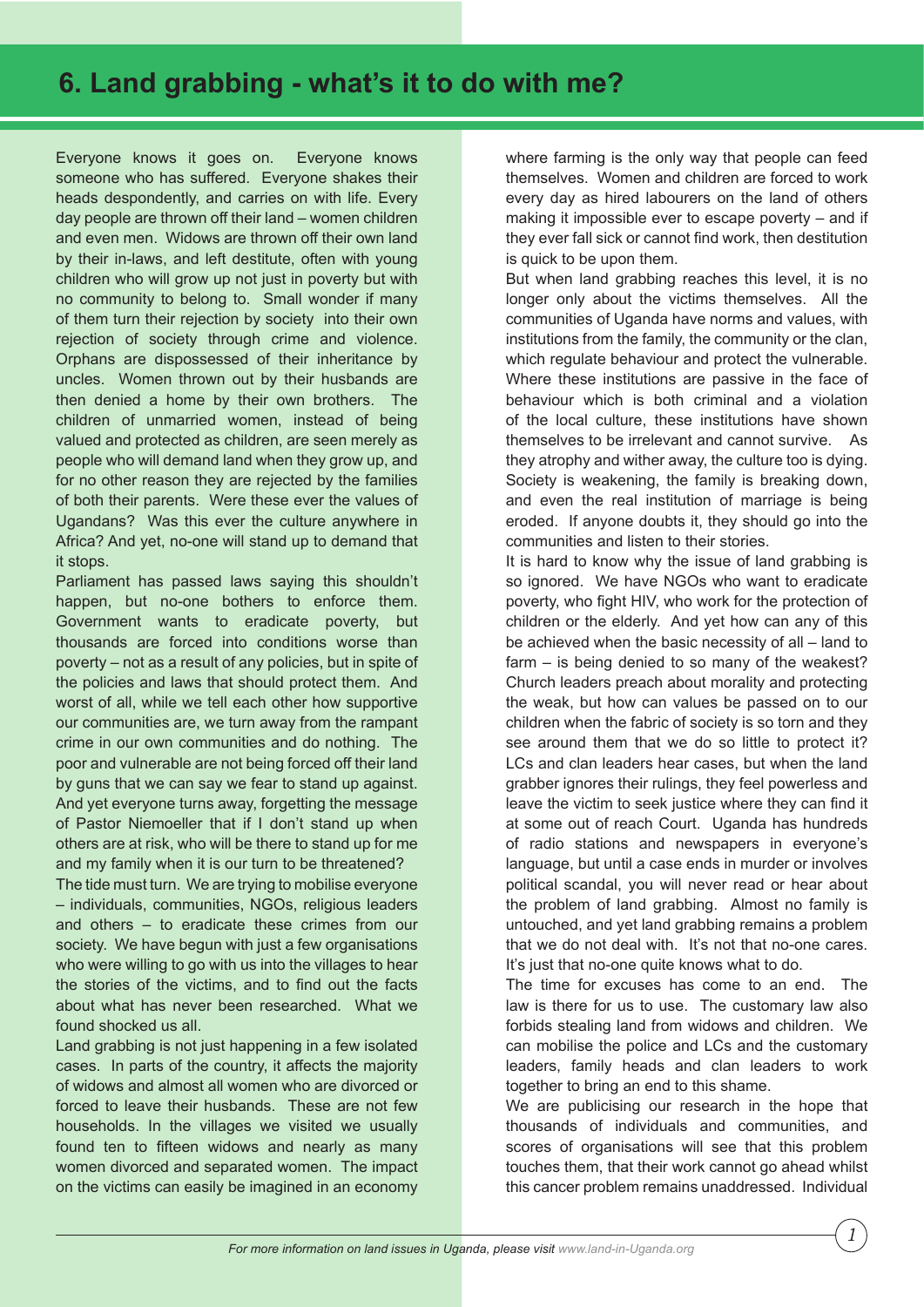# 6. Land grabbing - what's it to do with me?

Everyone knows it goes on. Everyone knows someone who has suffered. Everyone shakes their heads despondently, and carries on with life. Every day people are thrown off their land – women children and even men. Widows are thrown off their own land by their in-laws, and left destitute, often with young children who will grow up not just in poverty but with no community to belong to. Small wonder if many of them turn their rejection by society into their own rejection of society through crime and violence. Orphans are dispossessed of their inheritance by uncles. Women thrown out by their husbands are then denied a home by their own brothers. The children of unmarried women, instead of being valued and protected as children, are seen merely as people who will demand land when they grow up, and for no other reason they are rejected by the families of both their parents. Were these ever the values of Ugandans? Was this ever the culture anywhere in Africa? And yet, no-one will stand up to demand that it stops.

Parliament has passed laws saying this shouldn't happen, but no-one bothers to enforce them. Government wants to eradicate poverty, but thousands are forced into conditions worse than poverty – not as a result of any policies, but in spite of the policies and laws that should protect them. And worst of all, while we tell each other how supportive our communities are, we turn away from the rampant crime in our own communities and do nothing. The poor and vulnerable are not being forced off their land by guns that we can say we fear to stand up against. And yet everyone turns away, forgetting the message of Pastor Niemoeller that if I don't stand up when others are at risk, who will be there to stand up for me and my family when it is our turn to be threatened?

The tide must turn. We are trying to mobilise everyone – individuals, communities, NGOs, religious leaders and others – to eradicate these crimes from our society. We have begun with just a few organisations who were willing to go with us into the villages to hear the stories of the victims, and to find out the facts about what has never been researched. What we found shocked us all.

Land grabbing is not just happening in a few isolated cases. In parts of the country, it affects the majority of widows and almost all women who are divorced or forced to leave their husbands. These are not few households. In the villages we visited we usually found ten to fifteen widows and nearly as many women divorced and separated women. The impact on the victims can easily be imagined in an economy where farming is the only way that people can feed themselves. Women and children are forced to work every day as hired labourers on the land of others making it impossible ever to escape poverty – and if they ever fall sick or cannot find work, then destitution is quick to be upon them.

But when land grabbing reaches this level, it is no longer only about the victims themselves. All the communities of Uganda have norms and values, with institutions from the family, the community or the clan, which regulate behaviour and protect the vulnerable. Where these institutions are passive in the face of behaviour which is both criminal and a violation of the local culture, these institutions have shown themselves to be irrelevant and cannot survive. As they atrophy and wither away, the culture too is dying. Society is weakening, the family is breaking down, and even the real institution of marriage is being eroded. If anyone doubts it, they should go into the communities and listen to their stories.

It is hard to know why the issue of land grabbing is so ignored. We have NGOs who want to eradicate poverty, who fight HIV, who work for the protection of children or the elderly. And yet how can any of this be achieved when the basic necessity of all – land to farm – is being denied to so many of the weakest? Church leaders preach about morality and protecting the weak, but how can values be passed on to our children when the fabric of society is so torn and they see around them that we do so little to protect it? LCs and clan leaders hear cases, but when the land grabber ignores their rulings, they feel powerless and leave the victim to seek justice where they can find it at some out of reach Court. Uganda has hundreds of radio stations and newspapers in everyone's language, but until a case ends in murder or involves political scandal, you will never read or hear about the problem of land grabbing. Almost no family is untouched, and yet land grabbing remains a problem that we do not deal with. It's not that no-one cares. It's just that no-one quite knows what to do.

The time for excuses has come to an end. The law is there for us to use. The customary law also forbids stealing land from widows and children. We can mobilise the police and LCs and the customary leaders, family heads and clan leaders to work together to bring an end to this shame.

We are publicising our research in the hope that thousands of individuals and communities, and scores of organisations will see that this problem touches them, that their work cannot go ahead whilst this cancer problem remains unaddressed. Individual

*For more information on land issues in Uganda, please visit www.land-in-Uganda.org*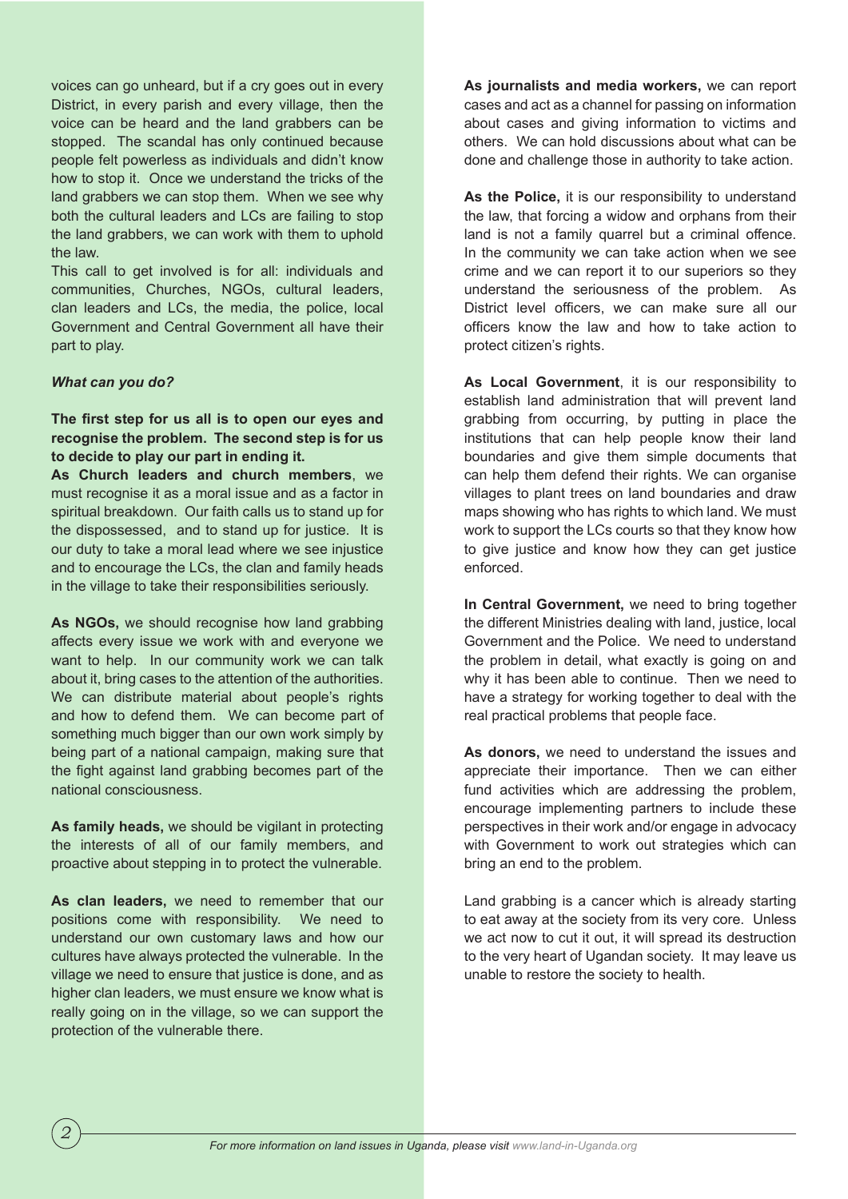voices can go unheard, but if a cry goes out in every District, in every parish and every village, then the voice can be heard and the land grabbers can be stopped. The scandal has only continued because people felt powerless as individuals and didn't know how to stop it. Once we understand the tricks of the land grabbers we can stop them. When we see why both the cultural leaders and LCs are failing to stop the land grabbers, we can work with them to uphold the law.

This call to get involved is for all: individuals and communities, Churches, NGOs, cultural leaders, clan leaders and LCs, the media, the police, local Government and Central Government all have their part to play.

***What can you do?***

**The first step for us all is to open our eyes and recognise the problem. The second step is for us to decide to play our part in ending it.**

**As Church leaders and church members**, we must recognise it as a moral issue and as a factor in spiritual breakdown. Our faith calls us to stand up for the dispossessed, and to stand up for justice. It is our duty to take a moral lead where we see injustice and to encourage the LCs, the clan and family heads in the village to take their responsibilities seriously.

**As NGOs,** we should recognise how land grabbing affects every issue we work with and everyone we want to help. In our community work we can talk about it, bring cases to the attention of the authorities. We can distribute material about people's rights and how to defend them. We can become part of something much bigger than our own work simply by being part of a national campaign, making sure that the fight against land grabbing becomes part of the national consciousness.

**As family heads,** we should be vigilant in protecting the interests of all of our family members, and proactive about stepping in to protect the vulnerable.

**As clan leaders,** we need to remember that our positions come with responsibility. We need to understand our own customary laws and how our cultures have always protected the vulnerable. In the village we need to ensure that justice is done, and as higher clan leaders, we must ensure we know what is really going on in the village, so we can support the protection of the vulnerable there.

**As journalists and media workers,** we can report cases and act as a channel for passing on information about cases and giving information to victims and others. We can hold discussions about what can be done and challenge those in authority to take action.

**As the Police,** it is our responsibility to understand the law, that forcing a widow and orphans from their land is not a family quarrel but a criminal offence. In the community we can take action when we see crime and we can report it to our superiors so they understand the seriousness of the problem. As District level officers, we can make sure all our officers know the law and how to take action to protect citizen's rights.

**As Local Government**, it is our responsibility to establish land administration that will prevent land grabbing from occurring, by putting in place the institutions that can help people know their land boundaries and give them simple documents that can help them defend their rights. We can organise villages to plant trees on land boundaries and draw maps showing who has rights to which land. We must work to support the LCs courts so that they know how to give justice and know how they can get justice enforced.

**In Central Government,** we need to bring together the different Ministries dealing with land, justice, local Government and the Police. We need to understand the problem in detail, what exactly is going on and why it has been able to continue. Then we need to have a strategy for working together to deal with the real practical problems that people face.

**As donors,** we need to understand the issues and appreciate their importance. Then we can either fund activities which are addressing the problem, encourage implementing partners to include these perspectives in their work and/or engage in advocacy with Government to work out strategies which can bring an end to the problem.

Land grabbing is a cancer which is already starting to eat away at the society from its very core. Unless we act now to cut it out, it will spread its destruction to the very heart of Ugandan society. It may leave us unable to restore the society to health.

*For more information on land issues in Uganda, please visit www.land-in-Uganda.org*